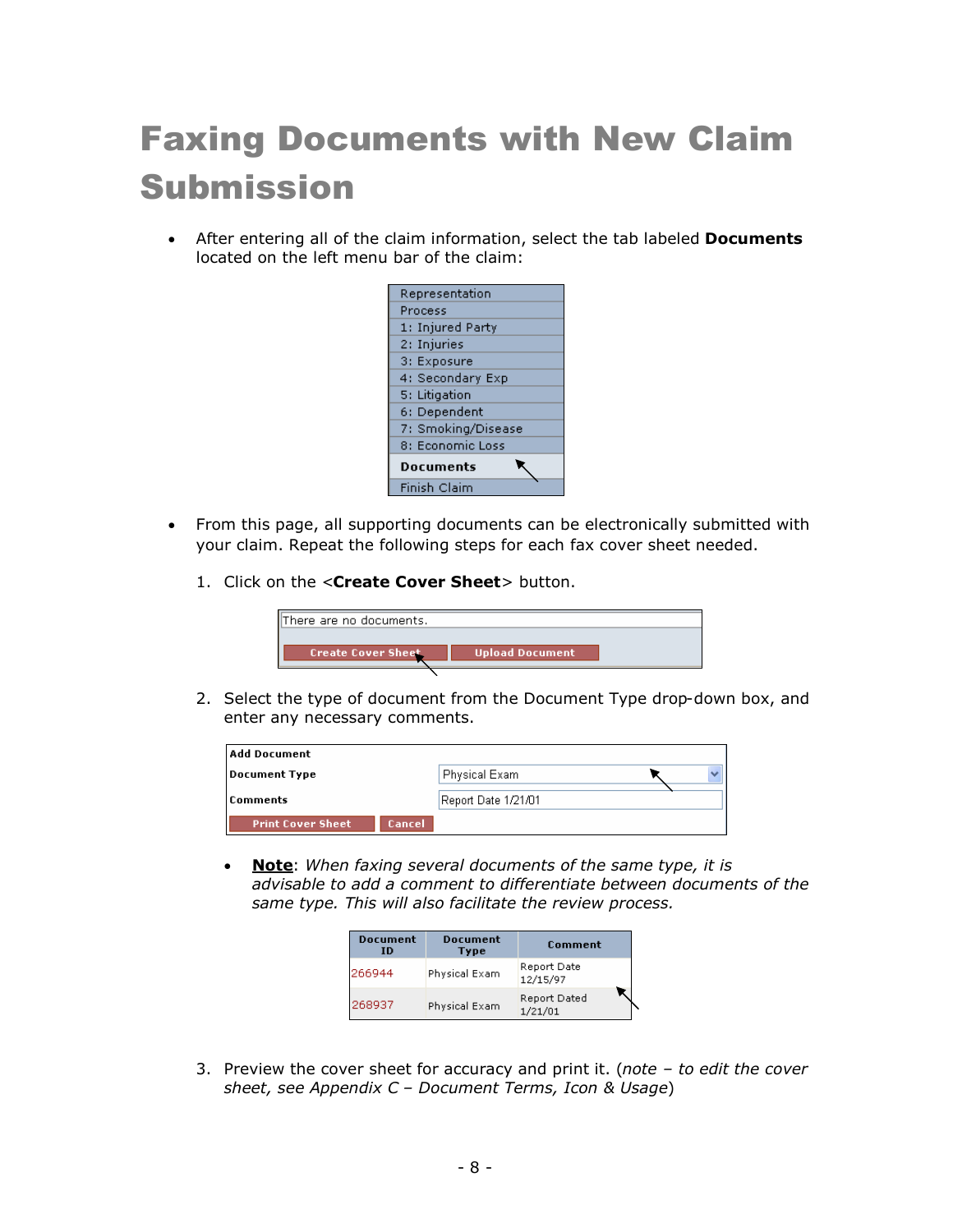# Faxing Documents with New Claim Submission

- After entering all of the claim information, select the tab labeled **Documents** located on the left menu bar of the claim:

Representation
Process
1: Injured Party
2: Injuries
3: Exposure
4: Secondary Exp
5: Litigation
6: Dependent
7: Smoking/Disease
8: Economic Loss
**Documents**
Finish Claim

- From this page, all supporting documents can be electronically submitted with your claim. Repeat the following steps for each fax cover sheet needed.

1. Click on the <**Create Cover Sheet**> button.

There are no documents.

Create Cover Sheet | Upload Document

2. Select the type of document from the Document Type drop-down box, and enter any necessary comments.

**Add Document**

| | |
|---|---|
| **Document Type** | Physical Exam |
| **Comments** | Report Date 1/21/01 |

Print Cover Sheet | Cancel

- **Note**: *When faxing several documents of the same type, it is advisable to add a comment to differentiate between documents of the same type. This will also facilitate the review process.*

| Document ID | Document Type | Comment |
|---|---|---|
| 266944 | Physical Exam | Report Date 12/15/97 |
| 268937 | Physical Exam | Report Dated 1/21/01 |

3. Preview the cover sheet for accuracy and print it. (*note – to edit the cover sheet, see Appendix C – Document Terms, Icon & Usage*)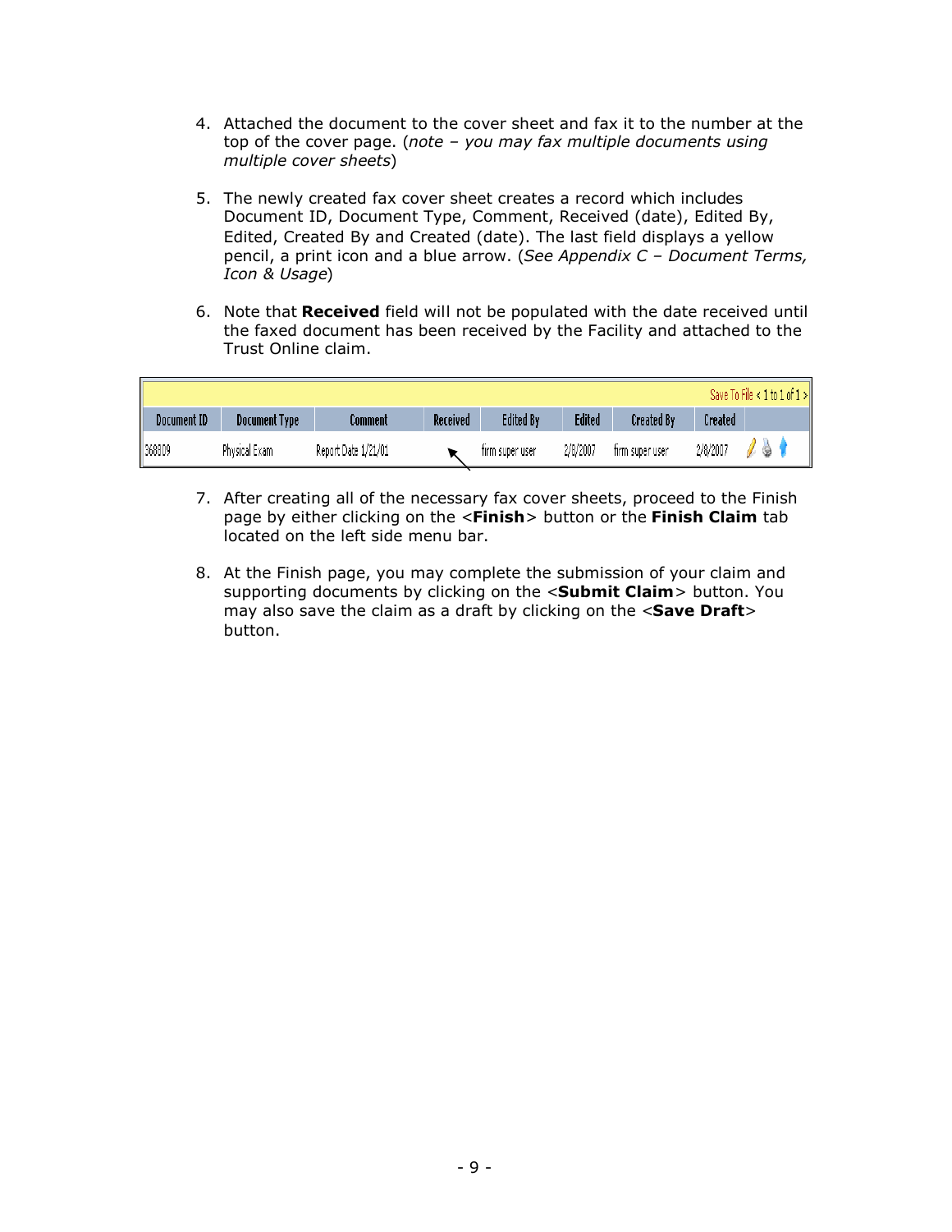4. Attached the document to the cover sheet and fax it to the number at the top of the cover page. (*note – you may fax multiple documents using multiple cover sheets*)

5. The newly created fax cover sheet creates a record which includes Document ID, Document Type, Comment, Received (date), Edited By, Edited, Created By and Created (date). The last field displays a yellow pencil, a print icon and a blue arrow. (*See Appendix C – Document Terms, Icon & Usage*)

6. Note that **Received** field will not be populated with the date received until the faxed document has been received by the Facility and attached to the Trust Online claim.

Save To File < 1 to 1 of 1 >

| Document ID | Document Type | Comment | Received | Edited By | Edited | Created By | Created | |
|---|---|---|---|---|---|---|---|---|
| 368809 | Physical Exam | Report Date 1/21/01 | | firm super user | 2/8/2007 | firm super user | 2/8/2007 | |

7. After creating all of the necessary fax cover sheets, proceed to the Finish page by either clicking on the <**Finish**> button or the **Finish Claim** tab located on the left side menu bar.

8. At the Finish page, you may complete the submission of your claim and supporting documents by clicking on the <**Submit Claim**> button. You may also save the claim as a draft by clicking on the <**Save Draft**> button.